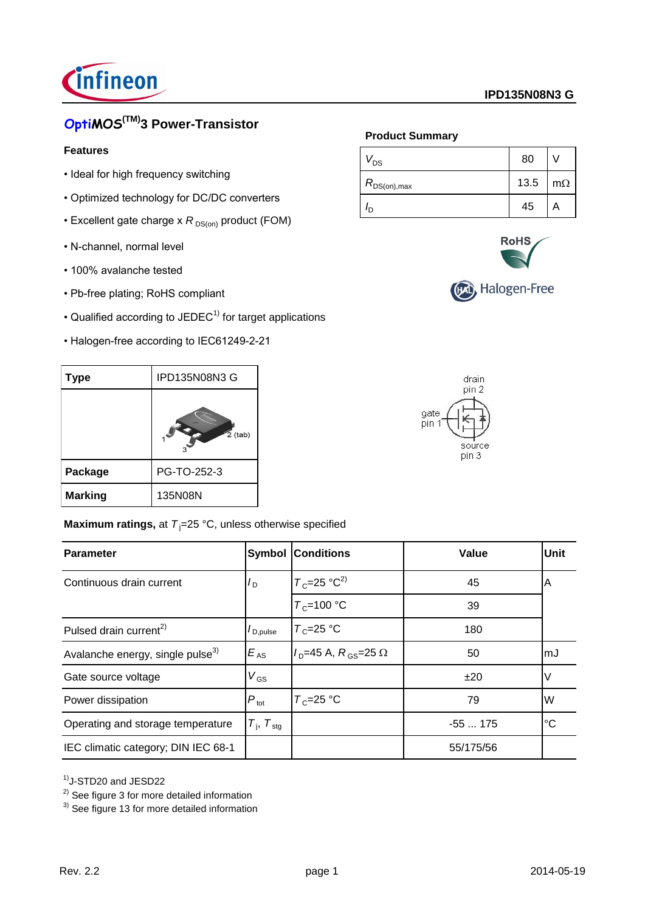# OptiMOS(TM)3 Power-Transistor

IPD135N08N3 G

## Features

- Ideal for high frequency switching
- Optimized technology for DC/DC converters
- Excellent gate charge x $R_{DS(on)}$ product (FOM)
- N-channel, normal level
- 100% avalanche tested
- Pb-free plating; RoHS compliant
- Qualified according to JEDEC[1] for target applications
- Halogen-free according to IEC61249-2-21

**Product Summary**

| | | |
|---|---|---|
| $V_{DS}$ | 80 | V |
| $R_{DS(on),max}$ | 13.5 | mΩ |
| $I_D$ | 45 | A |

RoHS

Halogen-Free

| **Type** | IPD135N08N3 G |
|---|---|
| | 1, 2 (tab), 3 |
| **Package** | PG-TO-252-3 |
| **Marking** | 135N08N |

drain pin 2, gate pin 1, source pin 3

**Maximum ratings,** at $T_j$=25 °C, unless otherwise specified

| **Parameter** | **Symbol** | **Conditions** | **Value** | **Unit** |
|---|---|---|---|---|
| Continuous drain current | $I_D$ | $T_C$=25 °C[2] | 45 | A |
| | | $T_C$=100 °C | 39 | |
| Pulsed drain current[2] | $I_{D,pulse}$ | $T_C$=25 °C | 180 | |
| Avalanche energy, single pulse[3] | $E_{AS}$ | $I_D$=45 A, $R_{GS}$=25 Ω | 50 | mJ |
| Gate source voltage | $V_{GS}$ | | ±20 | V |
| Power dissipation | $P_{tot}$ | $T_C$=25 °C | 79 | W |
| Operating and storage temperature | $T_j$, $T_{stg}$ | | -55 ... 175 | °C |
| IEC climatic category; DIN IEC 68-1 | | | 55/175/56 | |

[1] J-STD20 and JESD22

[2] See figure 3 for more detailed information

[3] See figure 13 for more detailed information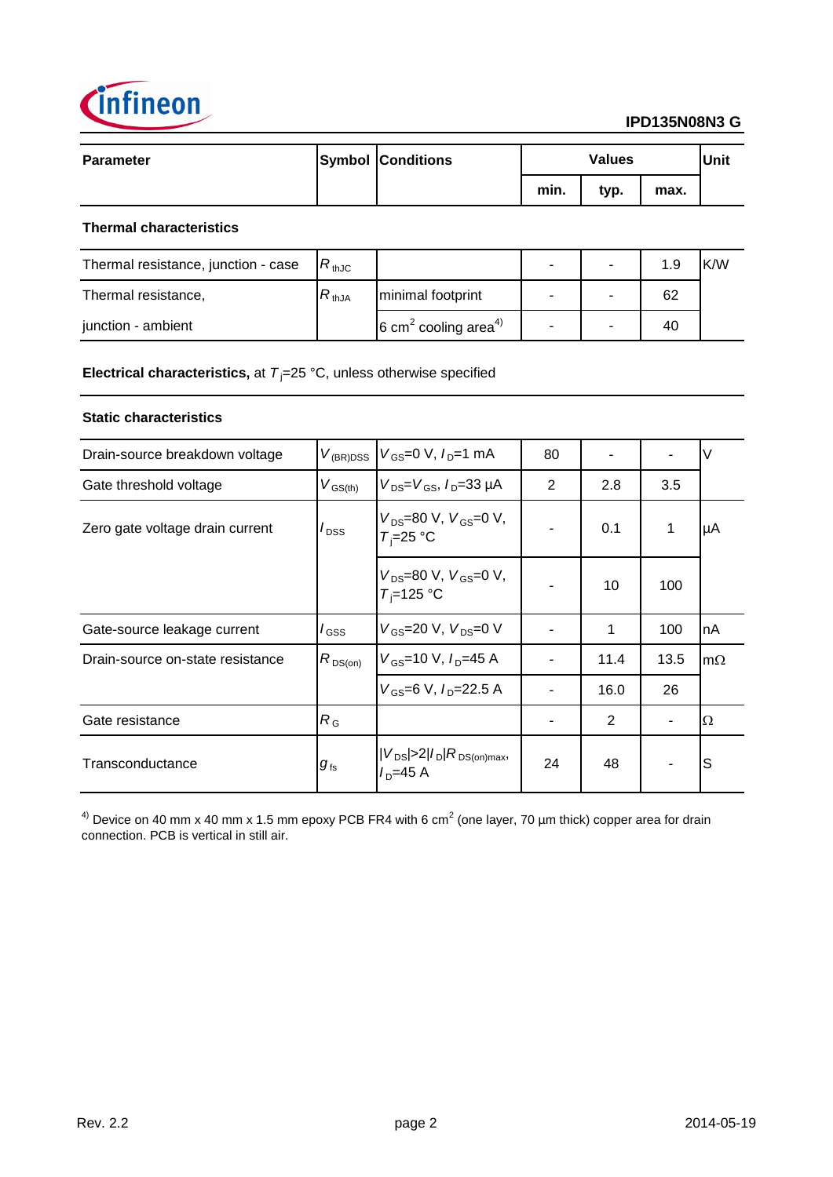| Parameter | Symbol | Conditions | Values | | | Unit |
|---|---|---|---|---|---|---|
| | | | min. | typ. | max. | |
| **Thermal characteristics** | | | | | | |
| Thermal resistance, junction - case | $R_{thJC}$ | | - | - | 1.9 | K/W |
| Thermal resistance, junction - ambient | $R_{thJA}$ | minimal footprint | - | - | 62 | |
| | | 6 $cm^2$ cooling area[4)] | - | - | 40 | |

**Electrical characteristics,** at $T_j$=25 °C, unless otherwise specified

| Parameter | Symbol | Conditions | min. | typ. | max. | Unit |
|---|---|---|---|---|---|---|
| **Static characteristics** | | | | | | |
| Drain-source breakdown voltage | $V_{(BR)DSS}$ | $V_{GS}$=0 V, $I_D$=1 mA | 80 | - | - | V |
| Gate threshold voltage | $V_{GS(th)}$ | $V_{DS}$=$V_{GS}$, $I_D$=33 µA | 2 | 2.8 | 3.5 | |
| Zero gate voltage drain current | $I_{DSS}$ | $V_{DS}$=80 V, $V_{GS}$=0 V, $T_j$=25 °C | - | 0.1 | 1 | µA |
| | | $V_{DS}$=80 V, $V_{GS}$=0 V, $T_j$=125 °C | - | 10 | 100 | |
| Gate-source leakage current | $I_{GSS}$ | $V_{GS}$=20 V, $V_{DS}$=0 V | - | 1 | 100 | nA |
| Drain-source on-state resistance | $R_{DS(on)}$ | $V_{GS}$=10 V, $I_D$=45 A | - | 11.4 | 13.5 | mΩ |
| | | $V_{GS}$=6 V, $I_D$=22.5 A | - | 16.0 | 26 | |
| Gate resistance | $R_G$ | | - | 2 | - | Ω |
| Transconductance | $g_{fs}$ | $\|V_{DS}\|>2\|I_D\|R_{DS(on)max}$, $I_D$=45 A | 24 | 48 | - | S |

[4)] Device on 40 mm x 40 mm x 1.5 mm epoxy PCB FR4 with 6 $cm^2$ (one layer, 70 µm thick) copper area for drain connection. PCB is vertical in still air.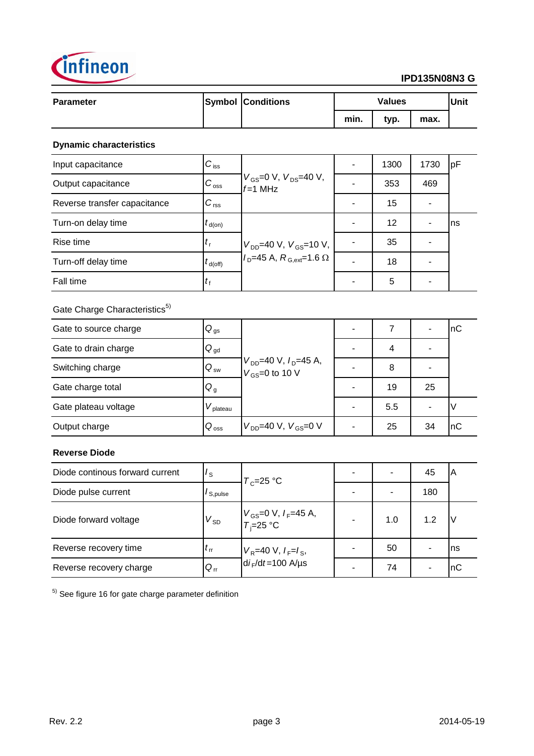| Parameter | Symbol | Conditions | Values | | | Unit |
|---|---|---|---|---|---|---|
| | | | min. | typ. | max. | |
| **Dynamic characteristics** | | | | | | |
| Input capacitance | $C_{iss}$ | $V_{GS}$=0 V, $V_{DS}$=40 V, $f$=1 MHz | - | 1300 | 1730 | pF |
| Output capacitance | $C_{oss}$ | | - | 353 | 469 | |
| Reverse transfer capacitance | $C_{rss}$ | | - | 15 | - | |
| Turn-on delay time | $t_{d(on)}$ | $V_{DD}$=40 V, $V_{GS}$=10 V, $I_D$=45 A, $R_{G,ext}$=1.6 Ω | - | 12 | - | ns |
| Rise time | $t_r$ | | - | 35 | - | |
| Turn-off delay time | $t_{d(off)}$ | | - | 18 | - | |
| Fall time | $t_f$ | | - | 5 | - | |
| Gate Charge Characteristics[5)] | | | | | | |
| Gate to source charge | $Q_{gs}$ | $V_{DD}$=40 V, $I_D$=45 A, $V_{GS}$=0 to 10 V | - | 7 | - | nC |
| Gate to drain charge | $Q_{gd}$ | | - | 4 | - | |
| Switching charge | $Q_{sw}$ | | - | 8 | - | |
| Gate charge total | $Q_g$ | | - | 19 | 25 | |
| Gate plateau voltage | $V_{plateau}$ | | - | 5.5 | - | V |
| Output charge | $Q_{oss}$ | $V_{DD}$=40 V, $V_{GS}$=0 V | - | 25 | 34 | nC |
| **Reverse Diode** | | | | | | |
| Diode continous forward current | $I_S$ | $T_C$=25 °C | - | - | 45 | A |
| Diode pulse current | $I_{S,pulse}$ | | - | - | 180 | |
| Diode forward voltage | $V_{SD}$ | $V_{GS}$=0 V, $I_F$=45 A, $T_j$=25 °C | - | 1.0 | 1.2 | V |
| Reverse recovery time | $t_{rr}$ | $V_R$=40 V, $I_F$=$I_S$, $di_F/dt$=100 A/µs | - | 50 | - | ns |
| Reverse recovery charge | $Q_{rr}$ | | - | 74 | - | nC |

[5)] See figure 16 for gate charge parameter definition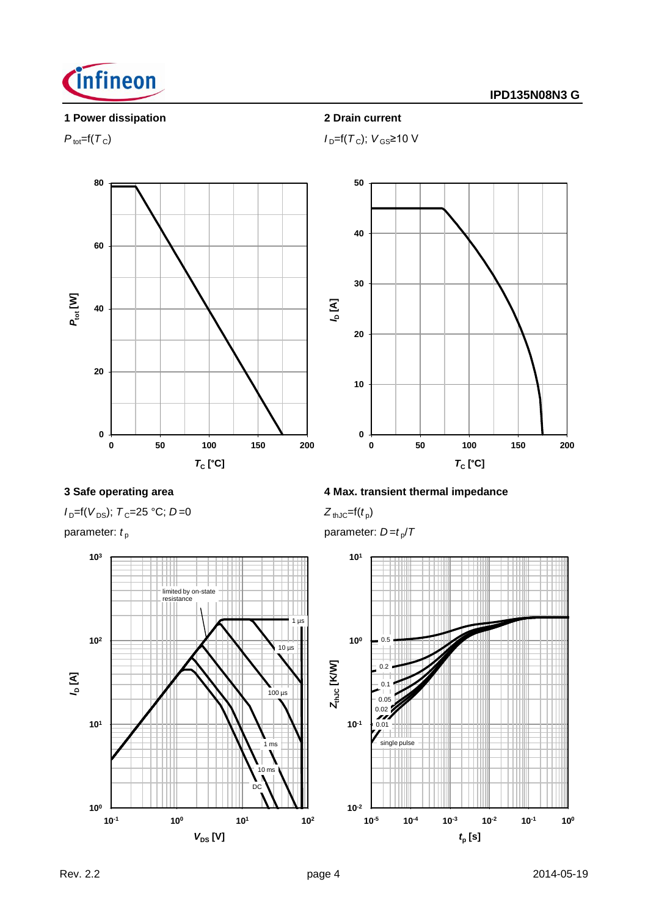**1 Power dissipation**

$P_{tot}=f(T_C)$

**2 Drain current**

$I_D=f(T_C)$; $V_{GS}\geq10$ V

**3 Safe operating area**

$I_D=f(V_{DS})$; $T_C=25$ °C; $D=0$

parameter: $t_p$

**4 Max. transient thermal impedance**

$Z_{thJC}=f(t_p)$

parameter: $D=t_p/T$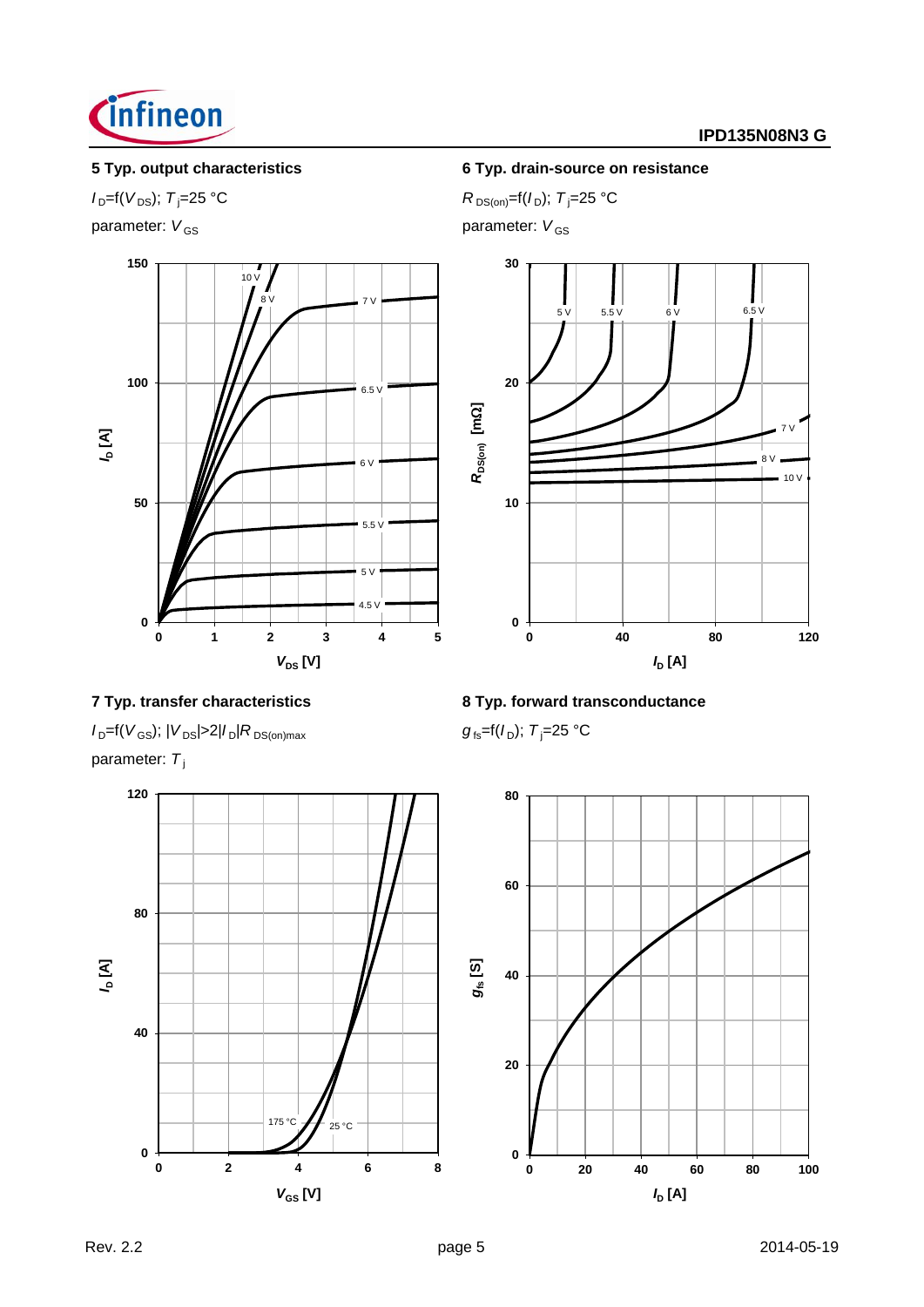### 5 Typ. output characteristics

$I_D=f(V_{DS})$; $T_j=25$ °C

parameter: $V_{GS}$

### 6 Typ. drain-source on resistance

$R_{DS(on)}=f(I_D)$; $T_j=25$ °C

parameter: $V_{GS}$

### 7 Typ. transfer characteristics

$I_D=f(V_{GS})$; $|V_{DS}|>2|I_D|R_{DS(on)max}$

parameter: $T_j$

### 8 Typ. forward transconductance

$g_{fs}=f(I_D)$; $T_j=25$ °C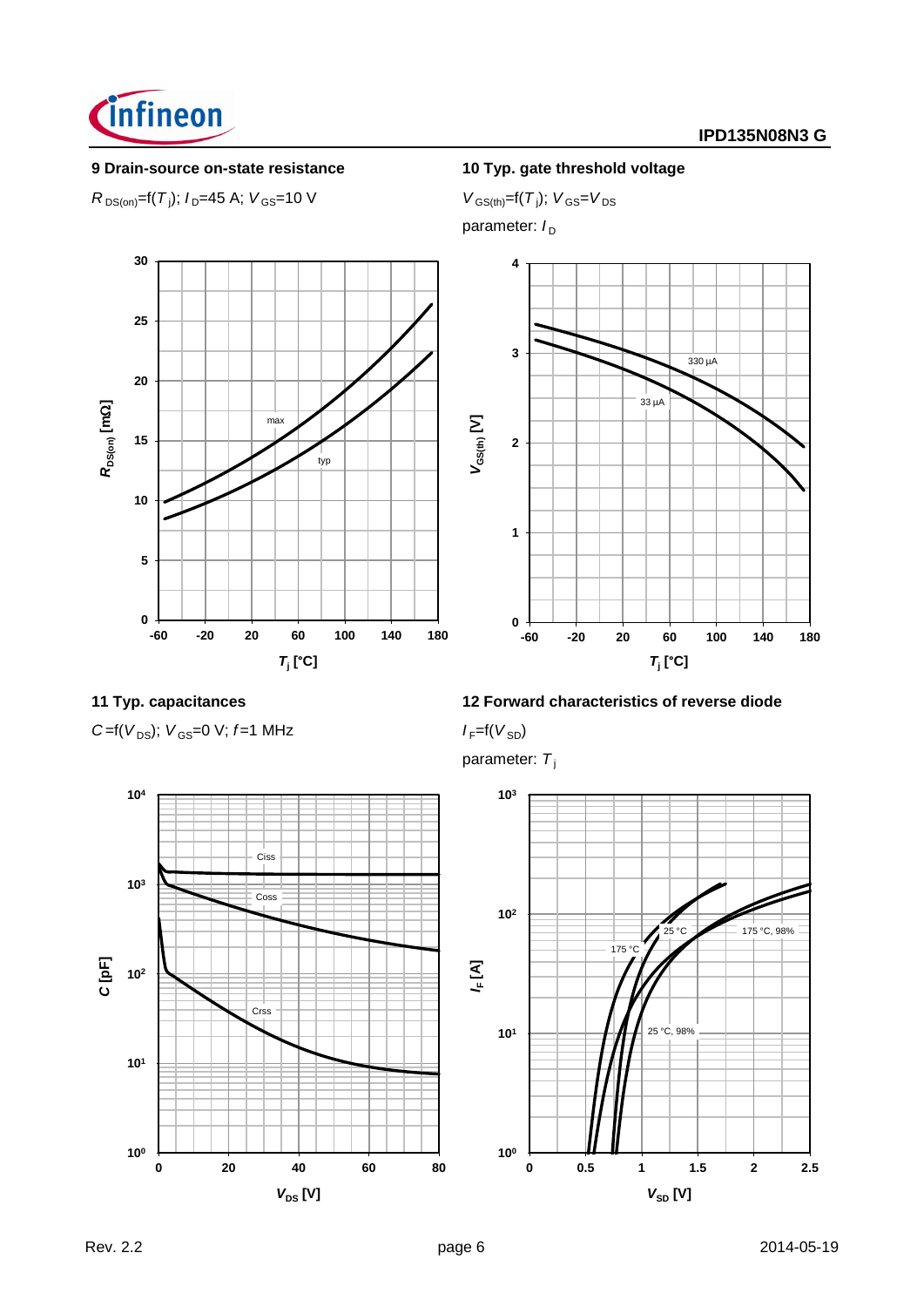### 9 Drain-source on-state resistance

$R_{DS(on)}$=f($T_j$); $I_D$=45 A; $V_{GS}$=10 V

### 10 Typ. gate threshold voltage

$V_{GS(th)}$=f($T_j$); $V_{GS}$=$V_{DS}$

parameter: $I_D$

### 11 Typ. capacitances

$C$=f($V_{DS}$); $V_{GS}$=0 V; $f$=1 MHz

### 12 Forward characteristics of reverse diode

$I_F$=f($V_{SD}$)

parameter: $T_j$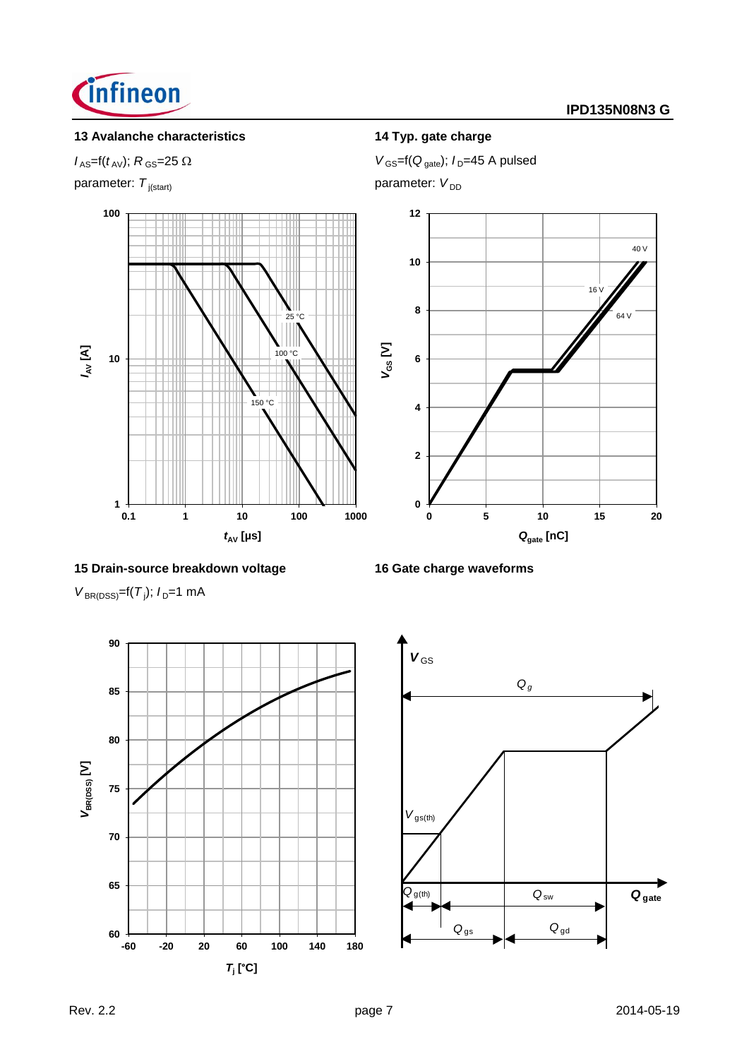## 13 Avalanche characteristics

$I_{AS}$=f($t_{AV}$); $R_{GS}$=25 Ω

parameter: $T_{j(start)}$

## 14 Typ. gate charge

$V_{GS}$=f($Q_{gate}$); $I_D$=45 A pulsed

parameter: $V_{DD}$

## 15 Drain-source breakdown voltage

$V_{BR(DSS)}$=f($T_j$); $I_D$=1 mA

## 16 Gate charge waveforms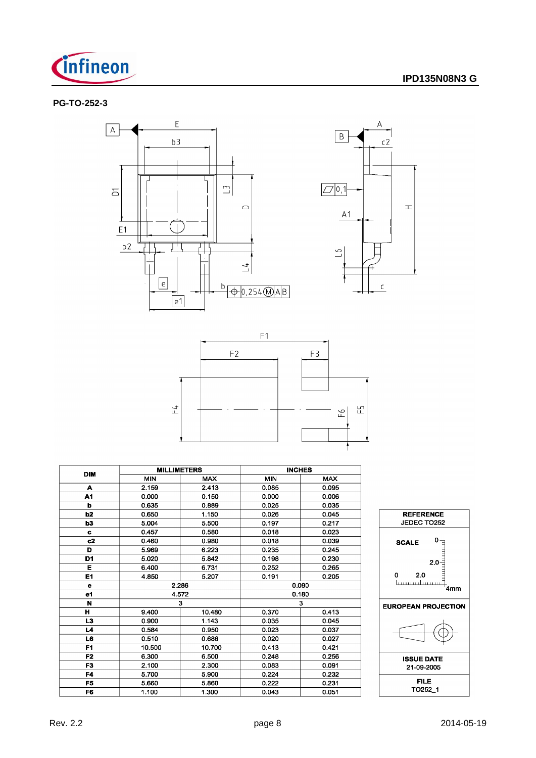## PG-TO-252-3

| DIM | MILLIMETERS | | INCHES | |
|---|---|---|---|---|
| | MIN | MAX | MIN | MAX |
| A | 2.159 | 2.413 | 0.085 | 0.095 |
| A1 | 0.000 | 0.150 | 0.000 | 0.006 |
| b | 0.635 | 0.889 | 0.025 | 0.035 |
| b2 | 0.650 | 1.150 | 0.026 | 0.045 |
| b3 | 5.004 | 5.500 | 0.197 | 0.217 |
| c | 0.457 | 0.580 | 0.018 | 0.023 |
| c2 | 0.460 | 0.980 | 0.018 | 0.039 |
| D | 5.969 | 6.223 | 0.235 | 0.245 |
| D1 | 5.020 | 5.842 | 0.198 | 0.230 |
| E | 6.400 | 6.731 | 0.252 | 0.265 |
| E1 | 4.850 | 5.207 | 0.191 | 0.205 |
| e | 2.286 | | 0.090 | |
| e1 | 4.572 | | 0.180 | |
| N | 3 | | 3 | |
| H | 9.400 | 10.480 | 0.370 | 0.413 |
| L3 | 0.900 | 1.143 | 0.035 | 0.045 |
| L4 | 0.584 | 0.950 | 0.023 | 0.037 |
| L6 | 0.510 | 0.686 | 0.020 | 0.027 |
| F1 | 10.500 | 10.700 | 0.413 | 0.421 |
| F2 | 6.300 | 6.500 | 0.248 | 0.256 |
| F3 | 2.100 | 2.300 | 0.083 | 0.091 |
| F4 | 5.700 | 5.900 | 0.224 | 0.232 |
| F5 | 5.660 | 5.860 | 0.222 | 0.231 |
| F6 | 1.100 | 1.300 | 0.043 | 0.051 |

**REFERENCE**
JEDEC TO252

**SCALE**

**EUROPEAN PROJECTION**

**ISSUE DATE**
21-09-2005

**FILE**
TO252_1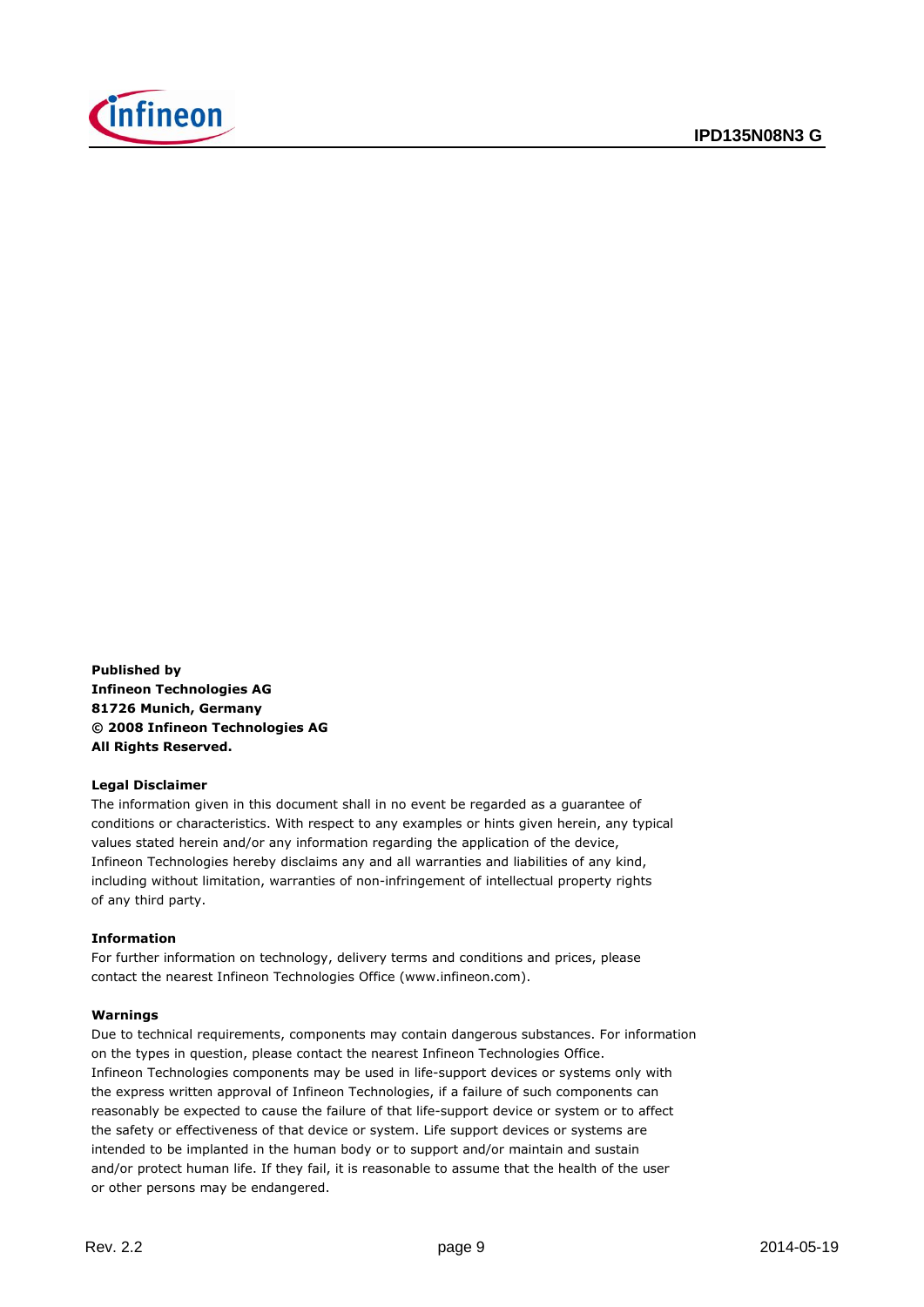**Published by**
**Infineon Technologies AG**
**81726 Munich, Germany**
**© 2008 Infineon Technologies AG**
**All Rights Reserved.**

**Legal Disclaimer**

The information given in this document shall in no event be regarded as a guarantee of conditions or characteristics. With respect to any examples or hints given herein, any typical values stated herein and/or any information regarding the application of the device, Infineon Technologies hereby disclaims any and all warranties and liabilities of any kind, including without limitation, warranties of non-infringement of intellectual property rights of any third party.

**Information**

For further information on technology, delivery terms and conditions and prices, please contact the nearest Infineon Technologies Office (www.infineon.com).

**Warnings**

Due to technical requirements, components may contain dangerous substances. For information on the types in question, please contact the nearest Infineon Technologies Office.
Infineon Technologies components may be used in life-support devices or systems only with the express written approval of Infineon Technologies, if a failure of such components can reasonably be expected to cause the failure of that life-support device or system or to affect the safety or effectiveness of that device or system. Life support devices or systems are intended to be implanted in the human body or to support and/or maintain and sustain and/or protect human life. If they fail, it is reasonable to assume that the health of the user or other persons may be endangered.